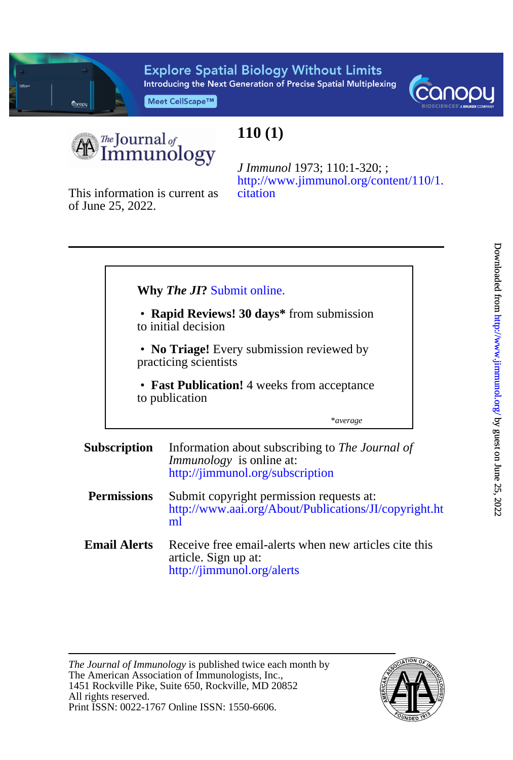# 110 (1)

*J Immunol* 1973; 110:1-320; ;
http://www.jimmunol.org/content/110/1.citation

This information is current as of June 25, 2022.

---

**Why *The JI*?** Submit online.

- **Rapid Reviews! 30 days*** from submission to initial decision
- **No Triage!** Every submission reviewed by practicing scientists
- **Fast Publication!** 4 weeks from acceptance to publication

*\*average*

**Subscription** Information about subscribing to *The Journal of Immunology* is online at:
http://jimmunol.org/subscription

**Permissions** Submit copyright permission requests at:
http://www.aai.org/About/Publications/JI/copyright.html

**Email Alerts** Receive free email-alerts when new articles cite this article. Sign up at:
http://jimmunol.org/alerts

---

*The Journal of Immunology* is published twice each month by
The American Association of Immunologists, Inc.,
1451 Rockville Pike, Suite 650, Rockville, MD 20852
All rights reserved.
Print ISSN: 0022-1767 Online ISSN: 1550-6606.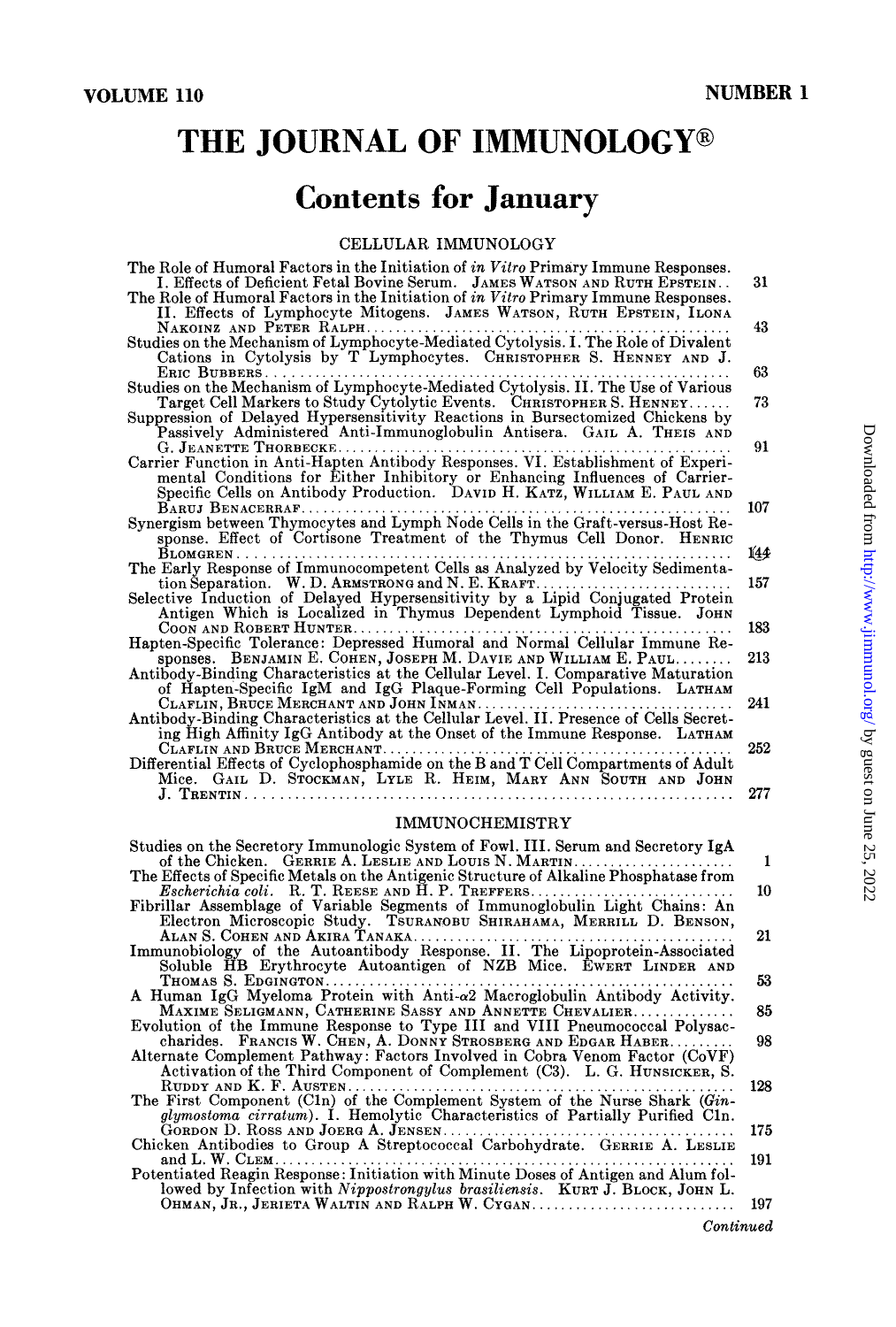# THE JOURNAL OF IMMUNOLOGY®

## Contents for January

### CELLULAR IMMUNOLOGY

The Role of Humoral Factors in the Initiation of *in Vitro* Primary Immune Responses. I. Effects of Deficient Fetal Bovine Serum. James Watson and Ruth Epstein.. 31

The Role of Humoral Factors in the Initiation of *in Vitro* Primary Immune Responses. II. Effects of Lymphocyte Mitogens. James Watson, Ruth Epstein, Ilona Nakoinz and Peter Ralph... 43

Studies on the Mechanism of Lymphocyte-Mediated Cytolysis. I. The Role of Divalent Cations in Cytolysis by T Lymphocytes. Christopher S. Henney and J. Eric Bubbers... 63

Studies on the Mechanism of Lymphocyte-Mediated Cytolysis. II. The Use of Various Target Cell Markers to Study Cytolytic Events. Christopher S. Henney...... 73

Suppression of Delayed Hypersensitivity Reactions in Bursectomized Chickens by Passively Administered Anti-Immunoglobulin Antisera. Gail A. Theis and G. Jeanette Thorbecke... 91

Carrier Function in Anti-Hapten Antibody Responses. VI. Establishment of Experimental Conditions for Either Inhibitory or Enhancing Influences of Carrier-Specific Cells on Antibody Production. David H. Katz, William E. Paul and Baruj Benacerraf... 107

Synergism between Thymocytes and Lymph Node Cells in the Graft-versus-Host Response. Effect of Cortisone Treatment of the Thymus Cell Donor. Henric Blomgren... 144

The Early Response of Immunocompetent Cells as Analyzed by Velocity Sedimentation Separation. W. D. Armstrong and N. E. Kraft... 157

Selective Induction of Delayed Hypersensitivity by a Lipid Conjugated Protein Antigen Which is Localized in Thymus Dependent Lymphoid Tissue. John Coon and Robert Hunter... 183

Hapten-Specific Tolerance: Depressed Humoral and Normal Cellular Immune Responses. Benjamin E. Cohen, Joseph M. Davie and William E. Paul........ 213

Antibody-Binding Characteristics at the Cellular Level. I. Comparative Maturation of Hapten-Specific IgM and IgG Plaque-Forming Cell Populations. Latham Claflin, Bruce Merchant and John Inman... 241

Antibody-Binding Characteristics at the Cellular Level. II. Presence of Cells Secreting High Affinity IgG Antibody at the Onset of the Immune Response. Latham Claflin and Bruce Merchant... 252

Differential Effects of Cyclophosphamide on the B and T Cell Compartments of Adult Mice. Gail D. Stockman, Lyle R. Heim, Mary Ann South and John J. Trentin... 277

### IMMUNOCHEMISTRY

Studies on the Secretory Immunologic System of Fowl. III. Serum and Secretory IgA of the Chicken. Gerrie A. Leslie and Louis N. Martin... 1

The Effects of Specific Metals on the Antigenic Structure of Alkaline Phosphatase from *Escherichia coli*. R. T. Reese and H. P. Treffers... 10

Fibrillar Assemblage of Variable Segments of Immunoglobulin Light Chains: An Electron Microscopic Study. Tsuranobu Shirahama, Merrill D. Benson, Alan S. Cohen and Akira Tanaka... 21

Immunobiology of the Autoantibody Response. II. The Lipoprotein-Associated Soluble HB Erythrocyte Autoantigen of NZB Mice. Ewert Linder and Thomas S. Edgington... 53

A Human IgG Myeloma Protein with Anti-$\alpha 2$ Macroglobulin Antibody Activity. Maxime Seligmann, Catherine Sassy and Annette Chevalier... 85

Evolution of the Immune Response to Type III and VIII Pneumococcal Polysaccharides. Francis W. Chen, A. Donny Strosberg and Edgar Haber... 98

Alternate Complement Pathway: Factors Involved in Cobra Venom Factor (CoVF) Activation of the Third Component of Complement (C3). L. G. Hunsicker, S. Ruddy and K. F. Austen... 128

The First Component (C1n) of the Complement System of the Nurse Shark (*Ginglymostoma cirratum*). I. Hemolytic Characteristics of Partially Purified C1n. Gordon D. Ross and Joerg A. Jensen... 175

Chicken Antibodies to Group A Streptococcal Carbohydrate. Gerrie A. Leslie and L. W. Clem... 191

Potentiated Reagin Response: Initiation with Minute Doses of Antigen and Alum followed by Infection with *Nippostrongylus brasiliensis*. Kurt J. Block, John L. Ohman, Jr., Jerieta Waltin and Ralph W. Cygan... 197

*Continued*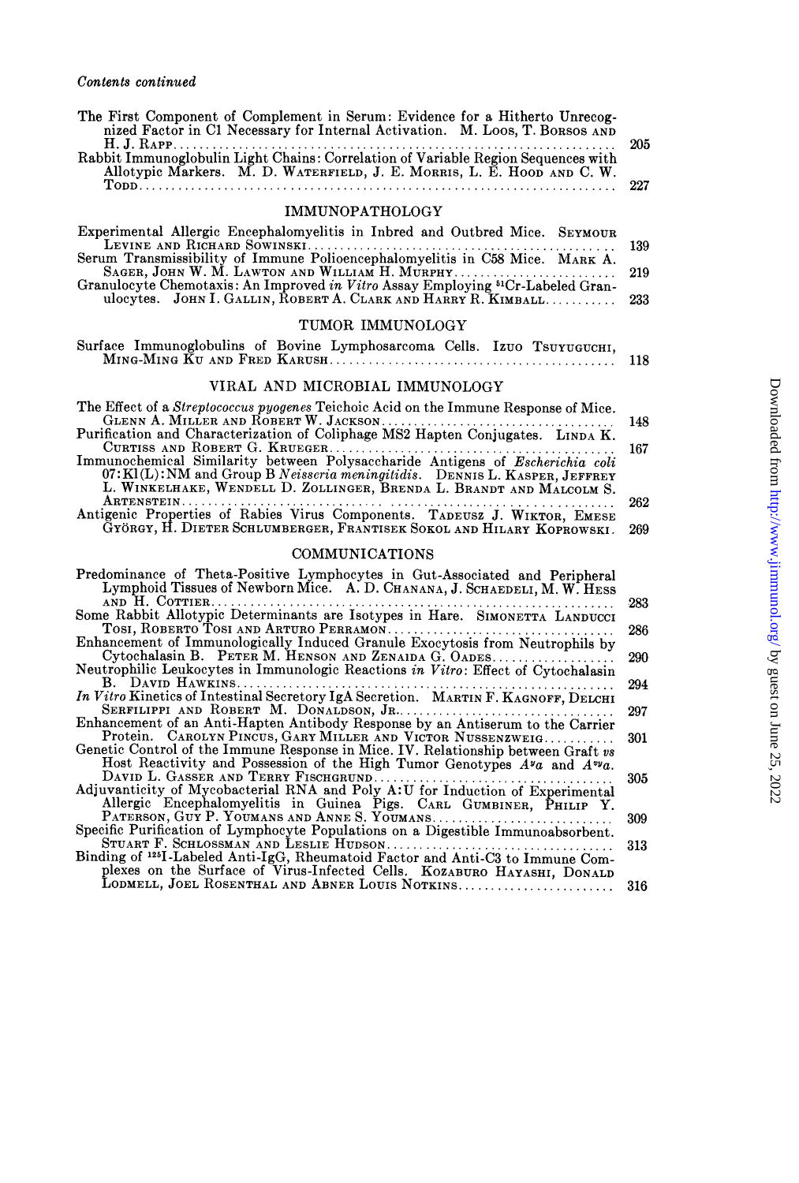*Contents continued*

The First Component of Complement in Serum: Evidence for a Hitherto Unrecognized Factor in C1 Necessary for Internal Activation. M. Loos, T. Borsos and H. J. Rapp .......... 205

Rabbit Immunoglobulin Light Chains: Correlation of Variable Region Sequences with Allotypic Markers. M. D. Waterfield, J. E. Morris, L. E. Hood and C. W. Todd .......... 227

## IMMUNOPATHOLOGY

Experimental Allergic Encephalomyelitis in Inbred and Outbred Mice. Seymour Levine and Richard Sowinski .......... 139

Serum Transmissibility of Immune Polioencephalomyelitis in C58 Mice. Mark A. Sager, John W. M. Lawton and William H. Murphy .......... 219

Granulocyte Chemotaxis: An Improved *in Vitro* Assay Employing $^{51}$Cr-Labeled Granulocytes. John I. Gallin, Robert A. Clark and Harry R. Kimball .......... 233

## TUMOR IMMUNOLOGY

Surface Immunoglobulins of Bovine Lymphosarcoma Cells. Izuo Tsuyuguchi, Ming-Ming Ku and Fred Karush .......... 118

## VIRAL AND MICROBIAL IMMUNOLOGY

The Effect of a *Streptococcus pyogenes* Teichoic Acid on the Immune Response of Mice. Glenn A. Miller and Robert W. Jackson .......... 148

Purification and Characterization of Coliphage MS2 Hapten Conjugates. Linda K. Curtiss and Robert G. Krueger .......... 167

Immunochemical Similarity between Polysaccharide Antigens of *Escherichia coli* 07:Kl(L):NM and Group B *Neisseria meningitidis*. Dennis L. Kasper, Jeffrey L. Winkelhake, Wendell D. Zollinger, Brenda L. Brandt and Malcolm S. Artenstein .......... 262

Antigenic Properties of Rabies Virus Components. Tadeusz J. Wiktor, Emese György, H. Dieter Schlumberger, Frantisek Sokol and Hilary Koprowski .......... 269

## COMMUNICATIONS

Predominance of Theta-Positive Lymphocytes in Gut-Associated and Peripheral Lymphoid Tissues of Newborn Mice. A. D. Chanana, J. Schaedeli, M. W. Hess and H. Cottier .......... 283

Some Rabbit Allotypic Determinants are Isotypes in Hare. Simonetta Landucci Tosi, Roberto Tosi and Arturo Perramon .......... 286

Enhancement of Immunologically Induced Granule Exocytosis from Neutrophils by Cytochalasin B. Peter M. Henson and Zenaida G. Oades .......... 290

Neutrophilic Leukocytes in Immunologic Reactions *in Vitro*: Effect of Cytochalasin B. David Hawkins .......... 294

*In Vitro* Kinetics of Intestinal Secretory IgA Secretion. Martin F. Kagnoff, Delchi Serfilippi and Robert M. Donaldson, Jr. .......... 297

Enhancement of an Anti-Hapten Antibody Response by an Antiserum to the Carrier Protein. Carolyn Pincus, Gary Miller and Victor Nussenzweig .......... 301

Genetic Control of the Immune Response in Mice. IV. Relationship between Graft *vs* Host Reactivity and Possession of the High Tumor Genotypes $A^{y}a$ and $A^{vy}a$. David L. Gasser and Terry Fischgrund .......... 305

Adjuvanticity of Mycobacterial RNA and Poly A:U for Induction of Experimental Allergic Encephalomyelitis in Guinea Pigs. Carl Gumbiner, Philip Y. Paterson, Guy P. Youmans and Anne S. Youmans .......... 309

Specific Purification of Lymphocyte Populations on a Digestible Immunoabsorbent. Stuart F. Schlossman and Leslie Hudson .......... 313

Binding of $^{125}$I-Labeled Anti-IgG, Rheumatoid Factor and Anti-C3 to Immune Complexes on the Surface of Virus-Infected Cells. Kozaburo Hayashi, Donald Lodmell, Joel Rosenthal and Abner Louis Notkins .......... 316